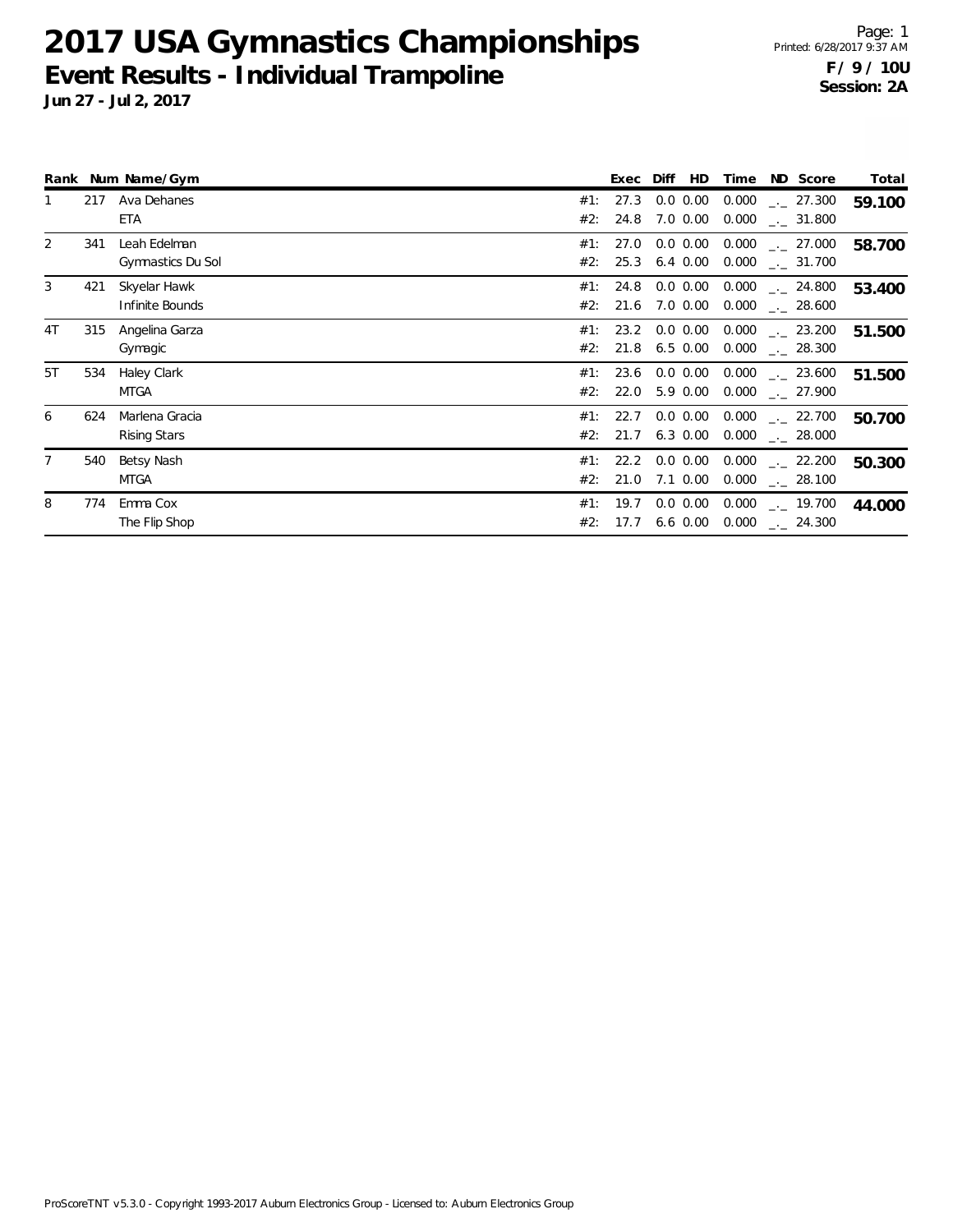# 2017 USA Gymnastics Championships

## Event Results - Individual Trampoline

**Jun 27 - Jul 2, 2017**

Printed: 6/28/2017 9:37 AM

**F / 9 / 10U**
**Session: 2A**

| Rank | Num | Name/Gym | | Exec | Diff | HD | Time | ND | Score | Total |
|---|---|---|---|---|---|---|---|---|---|---|
| 1 | 217 | Ava Dehanes | #1: | 27.3 | 0.0 | 0.00 | 0.000 | _._ | 27.300 | **59.100** |
| | | ETA | #2: | 24.8 | 7.0 | 0.00 | 0.000 | _._ | 31.800 | |
| 2 | 341 | Leah Edelman | #1: | 27.0 | 0.0 | 0.00 | 0.000 | _._ | 27.000 | **58.700** |
| | | Gymnastics Du Sol | #2: | 25.3 | 6.4 | 0.00 | 0.000 | _._ | 31.700 | |
| 3 | 421 | Skyelar Hawk | #1: | 24.8 | 0.0 | 0.00 | 0.000 | _._ | 24.800 | **53.400** |
| | | Infinite Bounds | #2: | 21.6 | 7.0 | 0.00 | 0.000 | _._ | 28.600 | |
| 4T | 315 | Angelina Garza | #1: | 23.2 | 0.0 | 0.00 | 0.000 | _._ | 23.200 | **51.500** |
| | | Gymagic | #2: | 21.8 | 6.5 | 0.00 | 0.000 | _._ | 28.300 | |
| 5T | 534 | Haley Clark | #1: | 23.6 | 0.0 | 0.00 | 0.000 | _._ | 23.600 | **51.500** |
| | | MTGA | #2: | 22.0 | 5.9 | 0.00 | 0.000 | _._ | 27.900 | |
| 6 | 624 | Marlena Gracia | #1: | 22.7 | 0.0 | 0.00 | 0.000 | _._ | 22.700 | **50.700** |
| | | Rising Stars | #2: | 21.7 | 6.3 | 0.00 | 0.000 | _._ | 28.000 | |
| 7 | 540 | Betsy Nash | #1: | 22.2 | 0.0 | 0.00 | 0.000 | _._ | 22.200 | **50.300** |
| | | MTGA | #2: | 21.0 | 7.1 | 0.00 | 0.000 | _._ | 28.100 | |
| 8 | 774 | Emma Cox | #1: | 19.7 | 0.0 | 0.00 | 0.000 | _._ | 19.700 | **44.000** |
| | | The Flip Shop | #2: | 17.7 | 6.6 | 0.00 | 0.000 | _._ | 24.300 | |

ProScoreTNT v5.3.0 - Copyright 1993-2017 Auburn Electronics Group - Licensed to: Auburn Electronics Group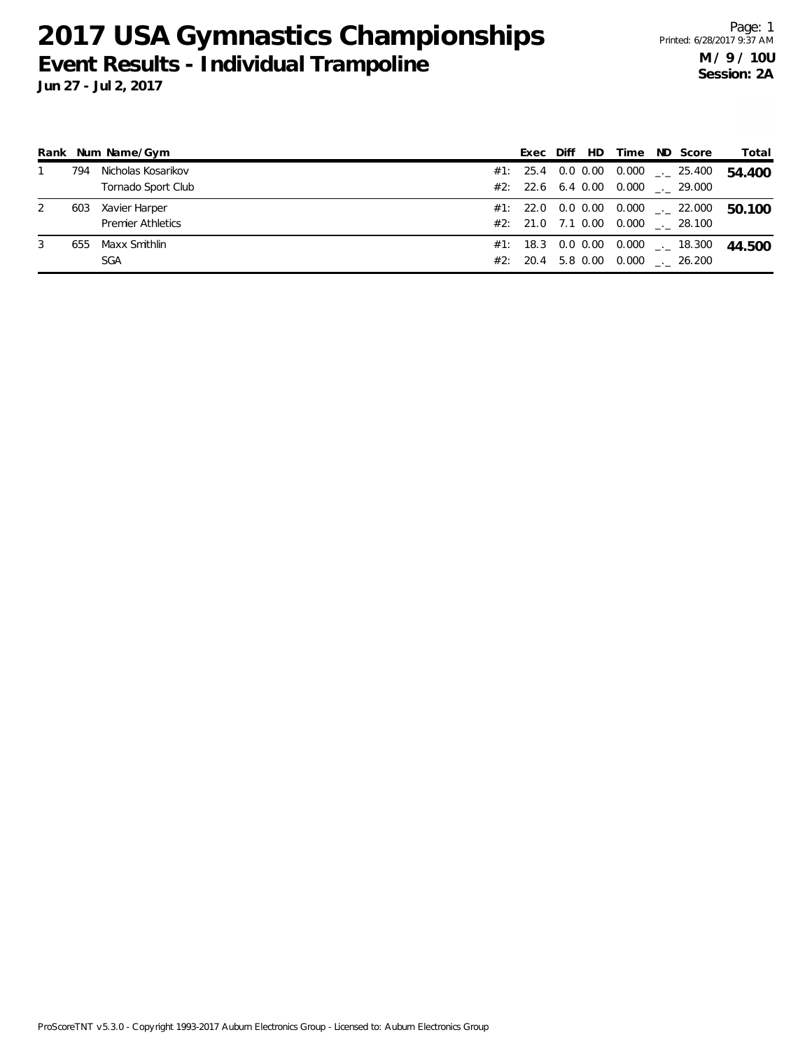# 2017 USA Gymnastics Championships

## Event Results - Individual Trampoline

**Jun 27 - Jul 2, 2017**

**M / 9 / 10U**
**Session: 2A**

| Rank | Num | Name/Gym | | Exec | Diff | HD | Time | ND | Score | Total |
|---|---|---|---|---|---|---|---|---|---|---|
| 1 | 794 | Nicholas Kosarikov | #1: | 25.4 | 0.0 | 0.00 | 0.000 | _._ | 25.400 | **54.400** |
| | | Tornado Sport Club | #2: | 22.6 | 6.4 | 0.00 | 0.000 | _._ | 29.000 | |
| 2 | 603 | Xavier Harper | #1: | 22.0 | 0.0 | 0.00 | 0.000 | _._ | 22.000 | **50.100** |
| | | Premier Athletics | #2: | 21.0 | 7.1 | 0.00 | 0.000 | _._ | 28.100 | |
| 3 | 655 | Maxx Smithlin | #1: | 18.3 | 0.0 | 0.00 | 0.000 | _._ | 18.300 | **44.500** |
| | | SGA | #2: | 20.4 | 5.8 | 0.00 | 0.000 | _._ | 26.200 | |

ProScoreTNT v5.3.0 - Copyright 1993-2017 Auburn Electronics Group - Licensed to: Auburn Electronics Group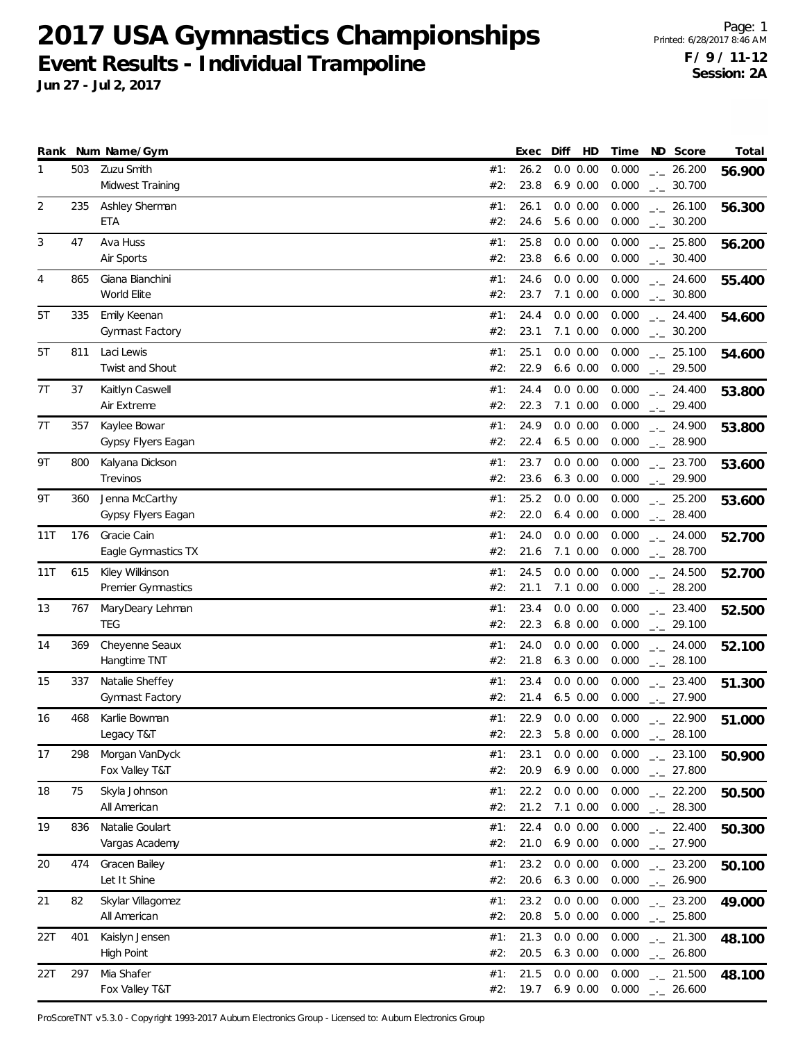# 2017 USA Gymnastics Championships

## Event Results - Individual Trampoline

**Jun 27 - Jul 2, 2017**

Printed: 6/28/2017 8:46 AM

**F / 9 / 11-12**
**Session: 2A**

| Rank | Num | Name/Gym | | Exec | Diff | HD | Time | ND | Score | Total |
|---|---|---|---|---|---|---|---|---|---|---|
| 1 | 503 | Zuzu Smith | #1: | 26.2 | 0.0 | 0.00 | 0.000 | _._ | 26.200 | **56.900** |
| | | Midwest Training | #2: | 23.8 | 6.9 | 0.00 | 0.000 | _._ | 30.700 | |
| 2 | 235 | Ashley Sherman | #1: | 26.1 | 0.0 | 0.00 | 0.000 | _._ | 26.100 | **56.300** |
| | | ETA | #2: | 24.6 | 5.6 | 0.00 | 0.000 | _._ | 30.200 | |
| 3 | 47 | Ava Huss | #1: | 25.8 | 0.0 | 0.00 | 0.000 | _._ | 25.800 | **56.200** |
| | | Air Sports | #2: | 23.8 | 6.6 | 0.00 | 0.000 | _._ | 30.400 | |
| 4 | 865 | Giana Bianchini | #1: | 24.6 | 0.0 | 0.00 | 0.000 | _._ | 24.600 | **55.400** |
| | | World Elite | #2: | 23.7 | 7.1 | 0.00 | 0.000 | _._ | 30.800 | |
| 5T | 335 | Emily Keenan | #1: | 24.4 | 0.0 | 0.00 | 0.000 | _._ | 24.400 | **54.600** |
| | | Gymnast Factory | #2: | 23.1 | 7.1 | 0.00 | 0.000 | _._ | 30.200 | |
| 5T | 811 | Laci Lewis | #1: | 25.1 | 0.0 | 0.00 | 0.000 | _._ | 25.100 | **54.600** |
| | | Twist and Shout | #2: | 22.9 | 6.6 | 0.00 | 0.000 | _._ | 29.500 | |
| 7T | 37 | Kaitlyn Caswell | #1: | 24.4 | 0.0 | 0.00 | 0.000 | _._ | 24.400 | **53.800** |
| | | Air Extreme | #2: | 22.3 | 7.1 | 0.00 | 0.000 | _._ | 29.400 | |
| 7T | 357 | Kaylee Bowar | #1: | 24.9 | 0.0 | 0.00 | 0.000 | _._ | 24.900 | **53.800** |
| | | Gypsy Flyers Eagan | #2: | 22.4 | 6.5 | 0.00 | 0.000 | _._ | 28.900 | |
| 9T | 800 | Kalyana Dickson | #1: | 23.7 | 0.0 | 0.00 | 0.000 | _._ | 23.700 | **53.600** |
| | | Trevinos | #2: | 23.6 | 6.3 | 0.00 | 0.000 | _._ | 29.900 | |
| 9T | 360 | Jenna McCarthy | #1: | 25.2 | 0.0 | 0.00 | 0.000 | _._ | 25.200 | **53.600** |
| | | Gypsy Flyers Eagan | #2: | 22.0 | 6.4 | 0.00 | 0.000 | _._ | 28.400 | |
| 11T | 176 | Gracie Cain | #1: | 24.0 | 0.0 | 0.00 | 0.000 | _._ | 24.000 | **52.700** |
| | | Eagle Gymnastics TX | #2: | 21.6 | 7.1 | 0.00 | 0.000 | _._ | 28.700 | |
| 11T | 615 | Kiley Wilkinson | #1: | 24.5 | 0.0 | 0.00 | 0.000 | _._ | 24.500 | **52.700** |
| | | Premier Gymnastics | #2: | 21.1 | 7.1 | 0.00 | 0.000 | _._ | 28.200 | |
| 13 | 767 | MaryDeary Lehman | #1: | 23.4 | 0.0 | 0.00 | 0.000 | _._ | 23.400 | **52.500** |
| | | TEG | #2: | 22.3 | 6.8 | 0.00 | 0.000 | _._ | 29.100 | |
| 14 | 369 | Cheyenne Seaux | #1: | 24.0 | 0.0 | 0.00 | 0.000 | _._ | 24.000 | **52.100** |
| | | Hangtime TNT | #2: | 21.8 | 6.3 | 0.00 | 0.000 | _._ | 28.100 | |
| 15 | 337 | Natalie Sheffey | #1: | 23.4 | 0.0 | 0.00 | 0.000 | _._ | 23.400 | **51.300** |
| | | Gymnast Factory | #2: | 21.4 | 6.5 | 0.00 | 0.000 | _._ | 27.900 | |
| 16 | 468 | Karlie Bowman | #1: | 22.9 | 0.0 | 0.00 | 0.000 | _._ | 22.900 | **51.000** |
| | | Legacy T&T | #2: | 22.3 | 5.8 | 0.00 | 0.000 | _._ | 28.100 | |
| 17 | 298 | Morgan VanDyck | #1: | 23.1 | 0.0 | 0.00 | 0.000 | _._ | 23.100 | **50.900** |
| | | Fox Valley T&T | #2: | 20.9 | 6.9 | 0.00 | 0.000 | _._ | 27.800 | |
| 18 | 75 | Skyla Johnson | #1: | 22.2 | 0.0 | 0.00 | 0.000 | _._ | 22.200 | **50.500** |
| | | All American | #2: | 21.2 | 7.1 | 0.00 | 0.000 | _._ | 28.300 | |
| 19 | 836 | Natalie Goulart | #1: | 22.4 | 0.0 | 0.00 | 0.000 | _._ | 22.400 | **50.300** |
| | | Vargas Academy | #2: | 21.0 | 6.9 | 0.00 | 0.000 | _._ | 27.900 | |
| 20 | 474 | Gracen Bailey | #1: | 23.2 | 0.0 | 0.00 | 0.000 | _._ | 23.200 | **50.100** |
| | | Let It Shine | #2: | 20.6 | 6.3 | 0.00 | 0.000 | _._ | 26.900 | |
| 21 | 82 | Skylar Villagomez | #1: | 23.2 | 0.0 | 0.00 | 0.000 | _._ | 23.200 | **49.000** |
| | | All American | #2: | 20.8 | 5.0 | 0.00 | 0.000 | _._ | 25.800 | |
| 22T | 401 | Kaislyn Jensen | #1: | 21.3 | 0.0 | 0.00 | 0.000 | _._ | 21.300 | **48.100** |
| | | High Point | #2: | 20.5 | 6.3 | 0.00 | 0.000 | _._ | 26.800 | |
| 22T | 297 | Mia Shafer | #1: | 21.5 | 0.0 | 0.00 | 0.000 | _._ | 21.500 | **48.100** |
| | | Fox Valley T&T | #2: | 19.7 | 6.9 | 0.00 | 0.000 | _._ | 26.600 | |

ProScoreTNT v5.3.0 - Copyright 1993-2017 Auburn Electronics Group - Licensed to: Auburn Electronics Group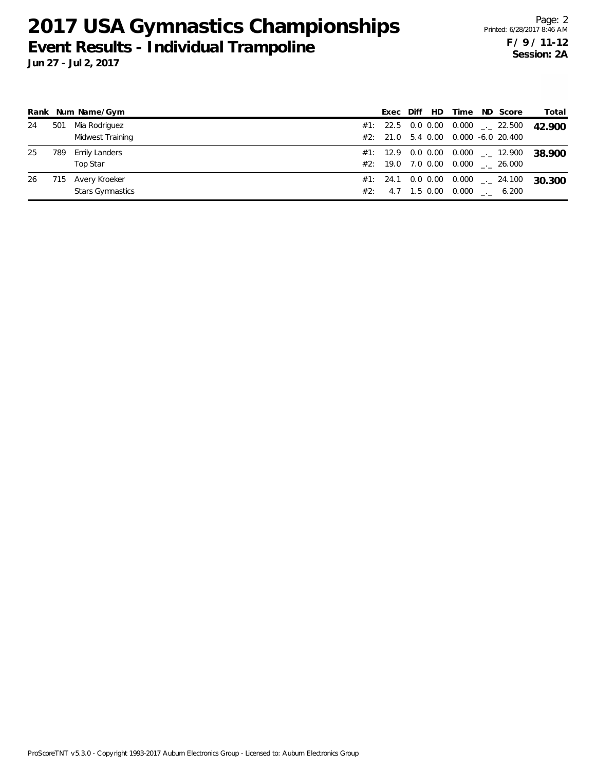# 2017 USA Gymnastics Championships

**Event Results - Individual Trampoline**

**Jun 27 - Jul 2, 2017**

**F / 9 / 11-12**
**Session: 2A**

| Rank | Num | Name/Gym | | Exec | Diff | HD | Time | ND | Score | Total |
|---|---|---|---|---|---|---|---|---|---|---|
| 24 | 501 | Mia Rodriguez | #1: | 22.5 | 0.0 | 0.00 | 0.000 | _._ | 22.500 | **42.900** |
| | | Midwest Training | #2: | 21.0 | 5.4 | 0.00 | 0.000 | -6.0 | 20.400 | |
| 25 | 789 | Emily Landers | #1: | 12.9 | 0.0 | 0.00 | 0.000 | _._ | 12.900 | **38.900** |
| | | Top Star | #2: | 19.0 | 7.0 | 0.00 | 0.000 | _._ | 26.000 | |
| 26 | 715 | Avery Kroeker | #1: | 24.1 | 0.0 | 0.00 | 0.000 | _._ | 24.100 | **30.300** |
| | | Stars Gymnastics | #2: | 4.7 | 1.5 | 0.00 | 0.000 | _._ | 6.200 | |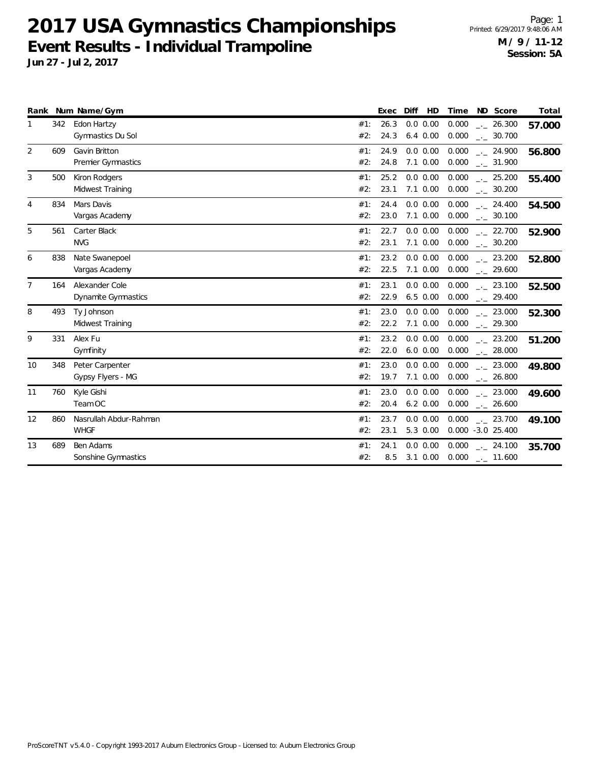# 2017 USA Gymnastics Championships

## Event Results - Individual Trampoline

**Jun 27 - Jul 2, 2017**

Page: 1
Printed: 6/29/2017 9:48:06 AM
**M / 9 / 11-12**
**Session: 5A**

| Rank | Num | Name/Gym | | Exec | Diff | HD | Time | ND | Score | Total |
|---|---|---|---|---|---|---|---|---|---|---|
| 1 | 342 | Edon Hartzy | #1: | 26.3 | 0.0 | 0.00 | 0.000 | _._ | 26.300 | **57.000** |
| | | Gymnastics Du Sol | #2: | 24.3 | 6.4 | 0.00 | 0.000 | _._ | 30.700 | |
| 2 | 609 | Gavin Britton | #1: | 24.9 | 0.0 | 0.00 | 0.000 | _._ | 24.900 | **56.800** |
| | | Premier Gymnastics | #2: | 24.8 | 7.1 | 0.00 | 0.000 | _._ | 31.900 | |
| 3 | 500 | Kiron Rodgers | #1: | 25.2 | 0.0 | 0.00 | 0.000 | _._ | 25.200 | **55.400** |
| | | Midwest Training | #2: | 23.1 | 7.1 | 0.00 | 0.000 | _._ | 30.200 | |
| 4 | 834 | Mars Davis | #1: | 24.4 | 0.0 | 0.00 | 0.000 | _._ | 24.400 | **54.500** |
| | | Vargas Academy | #2: | 23.0 | 7.1 | 0.00 | 0.000 | _._ | 30.100 | |
| 5 | 561 | Carter Black | #1: | 22.7 | 0.0 | 0.00 | 0.000 | _._ | 22.700 | **52.900** |
| | | NVG | #2: | 23.1 | 7.1 | 0.00 | 0.000 | _._ | 30.200 | |
| 6 | 838 | Nate Swanepoel | #1: | 23.2 | 0.0 | 0.00 | 0.000 | _._ | 23.200 | **52.800** |
| | | Vargas Academy | #2: | 22.5 | 7.1 | 0.00 | 0.000 | _._ | 29.600 | |
| 7 | 164 | Alexander Cole | #1: | 23.1 | 0.0 | 0.00 | 0.000 | _._ | 23.100 | **52.500** |
| | | Dynamite Gymnastics | #2: | 22.9 | 6.5 | 0.00 | 0.000 | _._ | 29.400 | |
| 8 | 493 | Ty Johnson | #1: | 23.0 | 0.0 | 0.00 | 0.000 | _._ | 23.000 | **52.300** |
| | | Midwest Training | #2: | 22.2 | 7.1 | 0.00 | 0.000 | _._ | 29.300 | |
| 9 | 331 | Alex Fu | #1: | 23.2 | 0.0 | 0.00 | 0.000 | _._ | 23.200 | **51.200** |
| | | Gymfinity | #2: | 22.0 | 6.0 | 0.00 | 0.000 | _._ | 28.000 | |
| 10 | 348 | Peter Carpenter | #1: | 23.0 | 0.0 | 0.00 | 0.000 | _._ | 23.000 | **49.800** |
| | | Gypsy Flyers - MG | #2: | 19.7 | 7.1 | 0.00 | 0.000 | _._ | 26.800 | |
| 11 | 760 | Kyle Gishi | #1: | 23.0 | 0.0 | 0.00 | 0.000 | _._ | 23.000 | **49.600** |
| | | Team OC | #2: | 20.4 | 6.2 | 0.00 | 0.000 | _._ | 26.600 | |
| 12 | 860 | Nasrullah Abdur-Rahman | #1: | 23.7 | 0.0 | 0.00 | 0.000 | _._ | 23.700 | **49.100** |
| | | WHGF | #2: | 23.1 | 5.3 | 0.00 | 0.000 | -3.0 | 25.400 | |
| 13 | 689 | Ben Adams | #1: | 24.1 | 0.0 | 0.00 | 0.000 | _._ | 24.100 | **35.700** |
| | | Sonshine Gymnastics | #2: | 8.5 | 3.1 | 0.00 | 0.000 | _._ | 11.600 | |

ProScoreTNT v5.4.0 - Copyright 1993-2017 Auburn Electronics Group - Licensed to: Auburn Electronics Group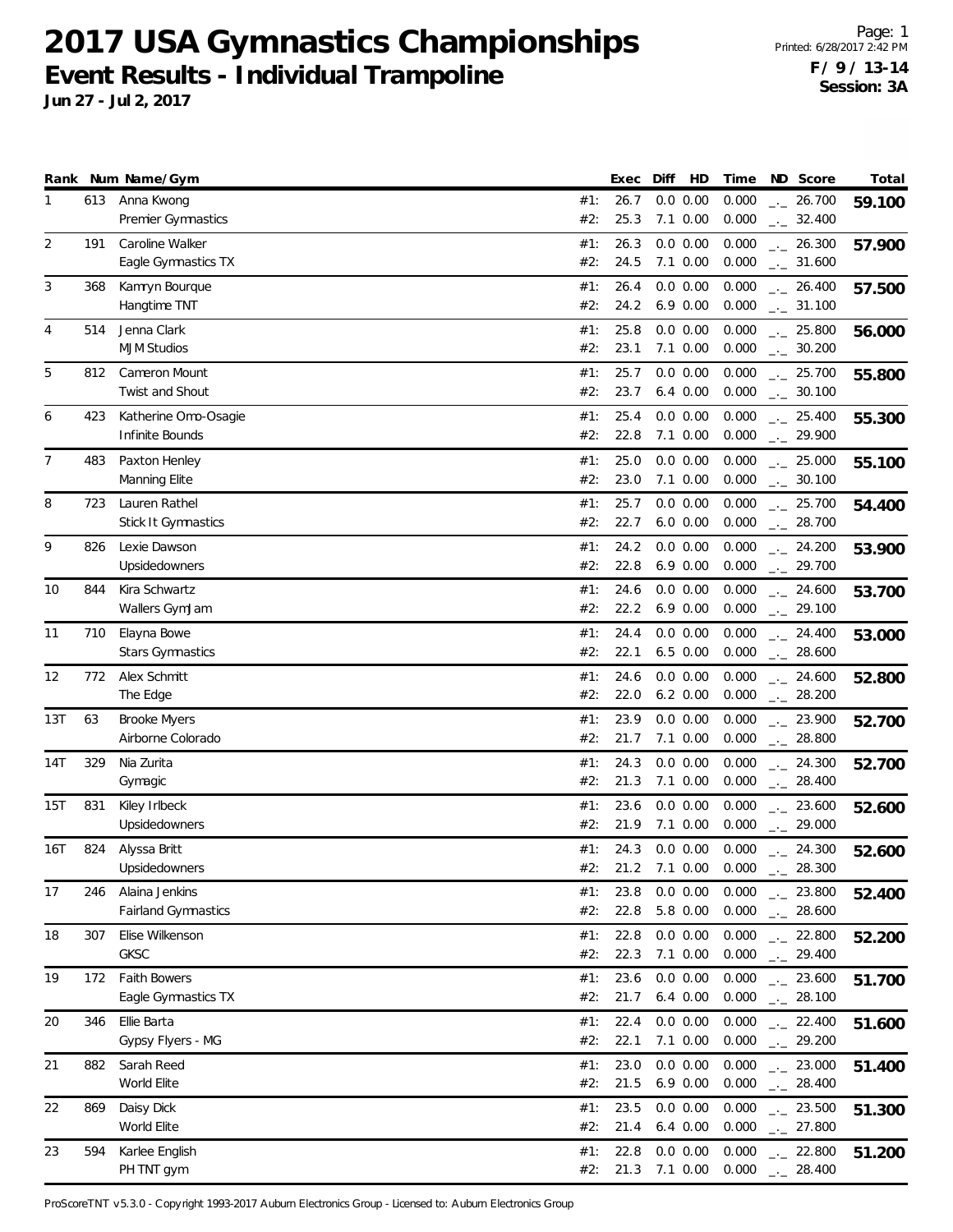# 2017 USA Gymnastics Championships

## Event Results - Individual Trampoline

**Jun 27 - Jul 2, 2017**

**F / 9 / 13-14**
**Session: 3A**

| Rank | Num | Name/Gym | | Exec | Diff | HD | Time | ND | Score | Total |
|---|---|---|---|---|---|---|---|---|---|---|
| 1 | 613 | Anna Kwong | #1: | 26.7 | 0.0 | 0.00 | 0.000 | _._ | 26.700 | **59.100** |
| | | Premier Gymnastics | #2: | 25.3 | 7.1 | 0.00 | 0.000 | _._ | 32.400 | |
| 2 | 191 | Caroline Walker | #1: | 26.3 | 0.0 | 0.00 | 0.000 | _._ | 26.300 | **57.900** |
| | | Eagle Gymnastics TX | #2: | 24.5 | 7.1 | 0.00 | 0.000 | _._ | 31.600 | |
| 3 | 368 | Kamryn Bourque | #1: | 26.4 | 0.0 | 0.00 | 0.000 | _._ | 26.400 | **57.500** |
| | | Hangtime TNT | #2: | 24.2 | 6.9 | 0.00 | 0.000 | _._ | 31.100 | |
| 4 | 514 | Jenna Clark | #1: | 25.8 | 0.0 | 0.00 | 0.000 | _._ | 25.800 | **56.000** |
| | | MJM Studios | #2: | 23.1 | 7.1 | 0.00 | 0.000 | _._ | 30.200 | |
| 5 | 812 | Cameron Mount | #1: | 25.7 | 0.0 | 0.00 | 0.000 | _._ | 25.700 | **55.800** |
| | | Twist and Shout | #2: | 23.7 | 6.4 | 0.00 | 0.000 | _._ | 30.100 | |
| 6 | 423 | Katherine Omo-Osagie | #1: | 25.4 | 0.0 | 0.00 | 0.000 | _._ | 25.400 | **55.300** |
| | | Infinite Bounds | #2: | 22.8 | 7.1 | 0.00 | 0.000 | _._ | 29.900 | |
| 7 | 483 | Paxton Henley | #1: | 25.0 | 0.0 | 0.00 | 0.000 | _._ | 25.000 | **55.100** |
| | | Manning Elite | #2: | 23.0 | 7.1 | 0.00 | 0.000 | _._ | 30.100 | |
| 8 | 723 | Lauren Rathel | #1: | 25.7 | 0.0 | 0.00 | 0.000 | _._ | 25.700 | **54.400** |
| | | Stick It Gymnastics | #2: | 22.7 | 6.0 | 0.00 | 0.000 | _._ | 28.700 | |
| 9 | 826 | Lexie Dawson | #1: | 24.2 | 0.0 | 0.00 | 0.000 | _._ | 24.200 | **53.900** |
| | | Upsidedowners | #2: | 22.8 | 6.9 | 0.00 | 0.000 | _._ | 29.700 | |
| 10 | 844 | Kira Schwartz | #1: | 24.6 | 0.0 | 0.00 | 0.000 | _._ | 24.600 | **53.700** |
| | | Wallers GymJam | #2: | 22.2 | 6.9 | 0.00 | 0.000 | _._ | 29.100 | |
| 11 | 710 | Elayna Bowe | #1: | 24.4 | 0.0 | 0.00 | 0.000 | _._ | 24.400 | **53.000** |
| | | Stars Gymnastics | #2: | 22.1 | 6.5 | 0.00 | 0.000 | _._ | 28.600 | |
| 12 | 772 | Alex Schmitt | #1: | 24.6 | 0.0 | 0.00 | 0.000 | _._ | 24.600 | **52.800** |
| | | The Edge | #2: | 22.0 | 6.2 | 0.00 | 0.000 | _._ | 28.200 | |
| 13T | 63 | Brooke Myers | #1: | 23.9 | 0.0 | 0.00 | 0.000 | _._ | 23.900 | **52.700** |
| | | Airborne Colorado | #2: | 21.7 | 7.1 | 0.00 | 0.000 | _._ | 28.800 | |
| 14T | 329 | Nia Zurita | #1: | 24.3 | 0.0 | 0.00 | 0.000 | _._ | 24.300 | **52.700** |
| | | Gymagic | #2: | 21.3 | 7.1 | 0.00 | 0.000 | _._ | 28.400 | |
| 15T | 831 | Kiley Irlbeck | #1: | 23.6 | 0.0 | 0.00 | 0.000 | _._ | 23.600 | **52.600** |
| | | Upsidedowners | #2: | 21.9 | 7.1 | 0.00 | 0.000 | _._ | 29.000 | |
| 16T | 824 | Alyssa Britt | #1: | 24.3 | 0.0 | 0.00 | 0.000 | _._ | 24.300 | **52.600** |
| | | Upsidedowners | #2: | 21.2 | 7.1 | 0.00 | 0.000 | _._ | 28.300 | |
| 17 | 246 | Alaina Jenkins | #1: | 23.8 | 0.0 | 0.00 | 0.000 | _._ | 23.800 | **52.400** |
| | | Fairland Gymnastics | #2: | 22.8 | 5.8 | 0.00 | 0.000 | _._ | 28.600 | |
| 18 | 307 | Elise Wilkenson | #1: | 22.8 | 0.0 | 0.00 | 0.000 | _._ | 22.800 | **52.200** |
| | | GKSC | #2: | 22.3 | 7.1 | 0.00 | 0.000 | _._ | 29.400 | |
| 19 | 172 | Faith Bowers | #1: | 23.6 | 0.0 | 0.00 | 0.000 | _._ | 23.600 | **51.700** |
| | | Eagle Gymnastics TX | #2: | 21.7 | 6.4 | 0.00 | 0.000 | _._ | 28.100 | |
| 20 | 346 | Ellie Barta | #1: | 22.4 | 0.0 | 0.00 | 0.000 | _._ | 22.400 | **51.600** |
| | | Gypsy Flyers - MG | #2: | 22.1 | 7.1 | 0.00 | 0.000 | _._ | 29.200 | |
| 21 | 882 | Sarah Reed | #1: | 23.0 | 0.0 | 0.00 | 0.000 | _._ | 23.000 | **51.400** |
| | | World Elite | #2: | 21.5 | 6.9 | 0.00 | 0.000 | _._ | 28.400 | |
| 22 | 869 | Daisy Dick | #1: | 23.5 | 0.0 | 0.00 | 0.000 | _._ | 23.500 | **51.300** |
| | | World Elite | #2: | 21.4 | 6.4 | 0.00 | 0.000 | _._ | 27.800 | |
| 23 | 594 | Karlee English | #1: | 22.8 | 0.0 | 0.00 | 0.000 | _._ | 22.800 | **51.200** |
| | | PH TNT gym | #2: | 21.3 | 7.1 | 0.00 | 0.000 | _._ | 28.400 | |

ProScoreTNT v5.3.0 - Copyright 1993-2017 Auburn Electronics Group - Licensed to: Auburn Electronics Group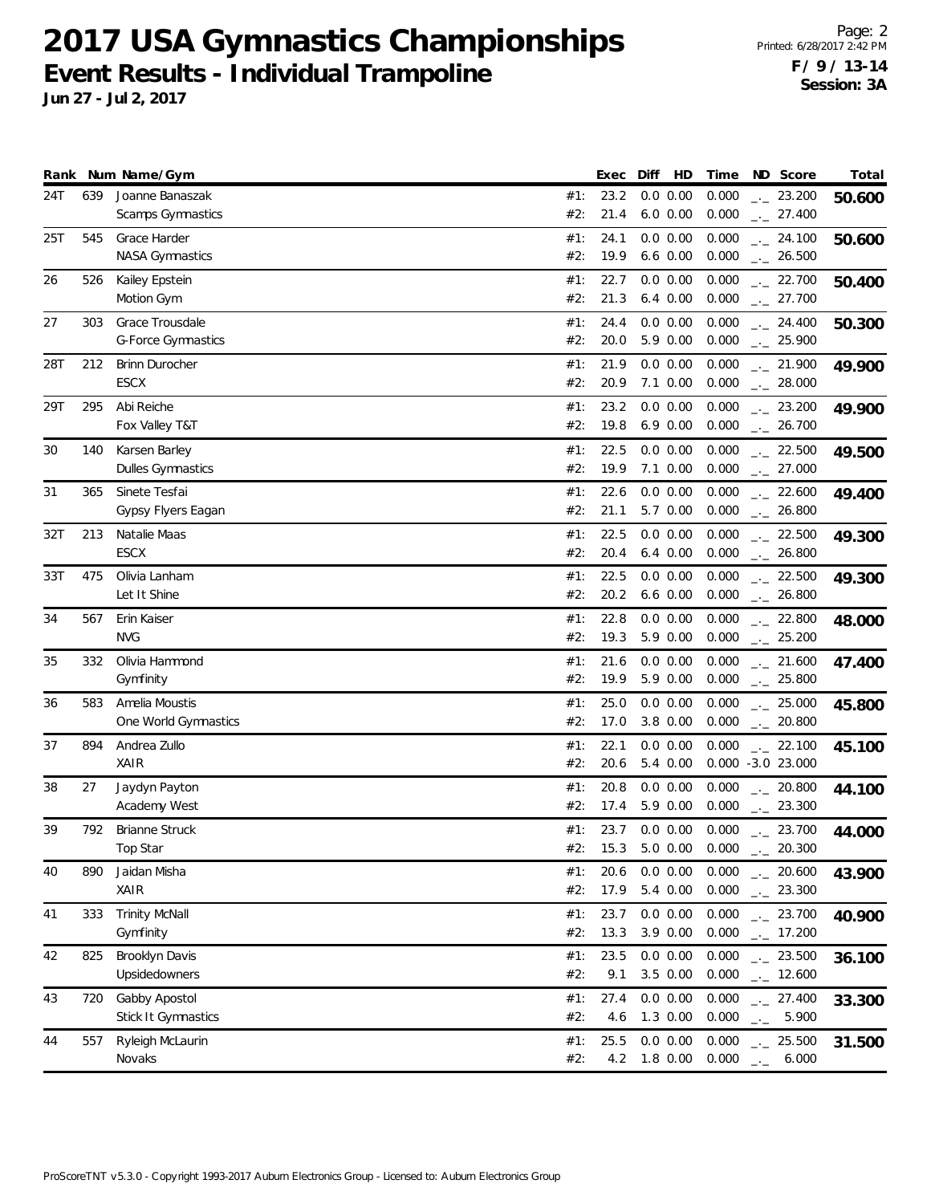# 2017 USA Gymnastics Championships

## Event Results - Individual Trampoline

**Jun 27 - Jul 2, 2017**

**F / 9 / 13-14**
**Session: 3A**

| Rank | Num | Name/Gym | | Exec | Diff | HD | Time | ND | Score | Total |
|---|---|---|---|---|---|---|---|---|---|---|
| 24T | 639 | Joanne Banaszak | #1: | 23.2 | 0.0 | 0.00 | 0.000 | _._ | 23.200 | **50.600** |
| | | Scamps Gymnastics | #2: | 21.4 | 6.0 | 0.00 | 0.000 | _._ | 27.400 | |
| 25T | 545 | Grace Harder | #1: | 24.1 | 0.0 | 0.00 | 0.000 | _._ | 24.100 | **50.600** |
| | | NASA Gymnastics | #2: | 19.9 | 6.6 | 0.00 | 0.000 | _._ | 26.500 | |
| 26 | 526 | Kailey Epstein | #1: | 22.7 | 0.0 | 0.00 | 0.000 | _._ | 22.700 | **50.400** |
| | | Motion Gym | #2: | 21.3 | 6.4 | 0.00 | 0.000 | _._ | 27.700 | |
| 27 | 303 | Grace Trousdale | #1: | 24.4 | 0.0 | 0.00 | 0.000 | _._ | 24.400 | **50.300** |
| | | G-Force Gymnastics | #2: | 20.0 | 5.9 | 0.00 | 0.000 | _._ | 25.900 | |
| 28T | 212 | Brinn Durocher | #1: | 21.9 | 0.0 | 0.00 | 0.000 | _._ | 21.900 | **49.900** |
| | | ESCX | #2: | 20.9 | 7.1 | 0.00 | 0.000 | _._ | 28.000 | |
| 29T | 295 | Abi Reiche | #1: | 23.2 | 0.0 | 0.00 | 0.000 | _._ | 23.200 | **49.900** |
| | | Fox Valley T&T | #2: | 19.8 | 6.9 | 0.00 | 0.000 | _._ | 26.700 | |
| 30 | 140 | Karsen Barley | #1: | 22.5 | 0.0 | 0.00 | 0.000 | _._ | 22.500 | **49.500** |
| | | Dulles Gymnastics | #2: | 19.9 | 7.1 | 0.00 | 0.000 | _._ | 27.000 | |
| 31 | 365 | Sinete Tesfai | #1: | 22.6 | 0.0 | 0.00 | 0.000 | _._ | 22.600 | **49.400** |
| | | Gypsy Flyers Eagan | #2: | 21.1 | 5.7 | 0.00 | 0.000 | _._ | 26.800 | |
| 32T | 213 | Natalie Maas | #1: | 22.5 | 0.0 | 0.00 | 0.000 | _._ | 22.500 | **49.300** |
| | | ESCX | #2: | 20.4 | 6.4 | 0.00 | 0.000 | _._ | 26.800 | |
| 33T | 475 | Olivia Lanham | #1: | 22.5 | 0.0 | 0.00 | 0.000 | _._ | 22.500 | **49.300** |
| | | Let It Shine | #2: | 20.2 | 6.6 | 0.00 | 0.000 | _._ | 26.800 | |
| 34 | 567 | Erin Kaiser | #1: | 22.8 | 0.0 | 0.00 | 0.000 | _._ | 22.800 | **48.000** |
| | | NVG | #2: | 19.3 | 5.9 | 0.00 | 0.000 | _._ | 25.200 | |
| 35 | 332 | Olivia Hammond | #1: | 21.6 | 0.0 | 0.00 | 0.000 | _._ | 21.600 | **47.400** |
| | | Gymfinity | #2: | 19.9 | 5.9 | 0.00 | 0.000 | _._ | 25.800 | |
| 36 | 583 | Amelia Moustis | #1: | 25.0 | 0.0 | 0.00 | 0.000 | _._ | 25.000 | **45.800** |
| | | One World Gymnastics | #2: | 17.0 | 3.8 | 0.00 | 0.000 | _._ | 20.800 | |
| 37 | 894 | Andrea Zullo | #1: | 22.1 | 0.0 | 0.00 | 0.000 | _._ | 22.100 | **45.100** |
| | | XAIR | #2: | 20.6 | 5.4 | 0.00 | 0.000 | -3.0 | 23.000 | |
| 38 | 27 | Jaydyn Payton | #1: | 20.8 | 0.0 | 0.00 | 0.000 | _._ | 20.800 | **44.100** |
| | | Academy West | #2: | 17.4 | 5.9 | 0.00 | 0.000 | _._ | 23.300 | |
| 39 | 792 | Brianne Struck | #1: | 23.7 | 0.0 | 0.00 | 0.000 | _._ | 23.700 | **44.000** |
| | | Top Star | #2: | 15.3 | 5.0 | 0.00 | 0.000 | _._ | 20.300 | |
| 40 | 890 | Jaidan Misha | #1: | 20.6 | 0.0 | 0.00 | 0.000 | _._ | 20.600 | **43.900** |
| | | XAIR | #2: | 17.9 | 5.4 | 0.00 | 0.000 | _._ | 23.300 | |
| 41 | 333 | Trinity McNall | #1: | 23.7 | 0.0 | 0.00 | 0.000 | _._ | 23.700 | **40.900** |
| | | Gymfinity | #2: | 13.3 | 3.9 | 0.00 | 0.000 | _._ | 17.200 | |
| 42 | 825 | Brooklyn Davis | #1: | 23.5 | 0.0 | 0.00 | 0.000 | _._ | 23.500 | **36.100** |
| | | Upsidedowners | #2: | 9.1 | 3.5 | 0.00 | 0.000 | _._ | 12.600 | |
| 43 | 720 | Gabby Apostol | #1: | 27.4 | 0.0 | 0.00 | 0.000 | _._ | 27.400 | **33.300** |
| | | Stick It Gymnastics | #2: | 4.6 | 1.3 | 0.00 | 0.000 | _._ | 5.900 | |
| 44 | 557 | Ryleigh McLaurin | #1: | 25.5 | 0.0 | 0.00 | 0.000 | _._ | 25.500 | **31.500** |
| | | Novaks | #2: | 4.2 | 1.8 | 0.00 | 0.000 | _._ | 6.000 | |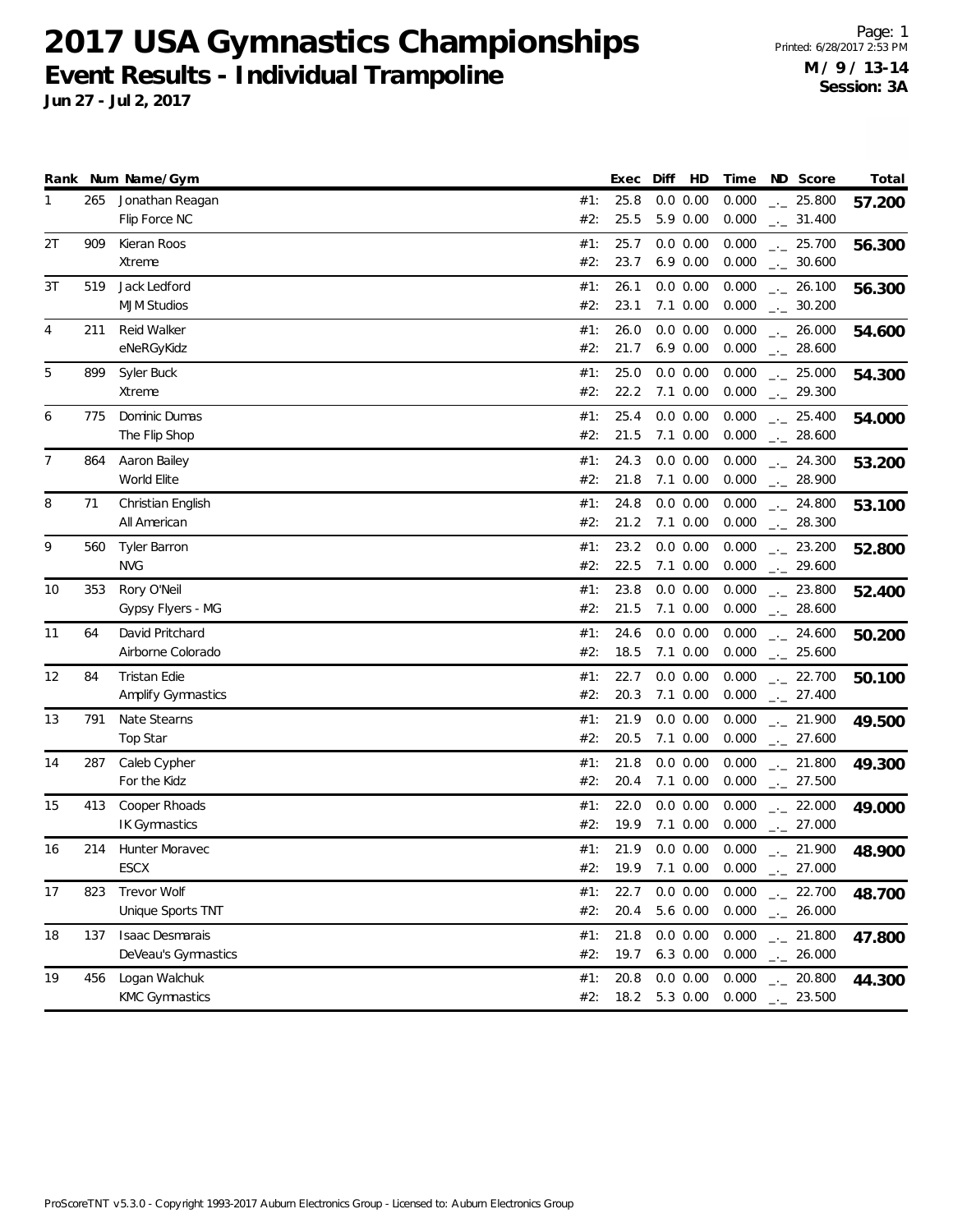# 2017 USA Gymnastics Championships

## Event Results - Individual Trampoline

**Jun 27 - Jul 2, 2017**

**M / 9 / 13-14**
**Session: 3A**

| Rank | Num | Name/Gym | | Exec | Diff | HD | Time | ND | Score | Total |
|---|---|---|---|---|---|---|---|---|---|---|
| 1 | 265 | Jonathan Reagan | #1: | 25.8 | 0.0 | 0.00 | 0.000 | _._ | 25.800 | **57.200** |
| | | Flip Force NC | #2: | 25.5 | 5.9 | 0.00 | 0.000 | _._ | 31.400 | |
| 2T | 909 | Kieran Roos | #1: | 25.7 | 0.0 | 0.00 | 0.000 | _._ | 25.700 | **56.300** |
| | | Xtreme | #2: | 23.7 | 6.9 | 0.00 | 0.000 | _._ | 30.600 | |
| 3T | 519 | Jack Ledford | #1: | 26.1 | 0.0 | 0.00 | 0.000 | _._ | 26.100 | **56.300** |
| | | MJM Studios | #2: | 23.1 | 7.1 | 0.00 | 0.000 | _._ | 30.200 | |
| 4 | 211 | Reid Walker | #1: | 26.0 | 0.0 | 0.00 | 0.000 | _._ | 26.000 | **54.600** |
| | | eNeRGyKidz | #2: | 21.7 | 6.9 | 0.00 | 0.000 | _._ | 28.600 | |
| 5 | 899 | Syler Buck | #1: | 25.0 | 0.0 | 0.00 | 0.000 | _._ | 25.000 | **54.300** |
| | | Xtreme | #2: | 22.2 | 7.1 | 0.00 | 0.000 | _._ | 29.300 | |
| 6 | 775 | Dominic Dumas | #1: | 25.4 | 0.0 | 0.00 | 0.000 | _._ | 25.400 | **54.000** |
| | | The Flip Shop | #2: | 21.5 | 7.1 | 0.00 | 0.000 | _._ | 28.600 | |
| 7 | 864 | Aaron Bailey | #1: | 24.3 | 0.0 | 0.00 | 0.000 | _._ | 24.300 | **53.200** |
| | | World Elite | #2: | 21.8 | 7.1 | 0.00 | 0.000 | _._ | 28.900 | |
| 8 | 71 | Christian English | #1: | 24.8 | 0.0 | 0.00 | 0.000 | _._ | 24.800 | **53.100** |
| | | All American | #2: | 21.2 | 7.1 | 0.00 | 0.000 | _._ | 28.300 | |
| 9 | 560 | Tyler Barron | #1: | 23.2 | 0.0 | 0.00 | 0.000 | _._ | 23.200 | **52.800** |
| | | NVG | #2: | 22.5 | 7.1 | 0.00 | 0.000 | _._ | 29.600 | |
| 10 | 353 | Rory O'Neil | #1: | 23.8 | 0.0 | 0.00 | 0.000 | _._ | 23.800 | **52.400** |
| | | Gypsy Flyers - MG | #2: | 21.5 | 7.1 | 0.00 | 0.000 | _._ | 28.600 | |
| 11 | 64 | David Pritchard | #1: | 24.6 | 0.0 | 0.00 | 0.000 | _._ | 24.600 | **50.200** |
| | | Airborne Colorado | #2: | 18.5 | 7.1 | 0.00 | 0.000 | _._ | 25.600 | |
| 12 | 84 | Tristan Edie | #1: | 22.7 | 0.0 | 0.00 | 0.000 | _._ | 22.700 | **50.100** |
| | | Amplify Gymnastics | #2: | 20.3 | 7.1 | 0.00 | 0.000 | _._ | 27.400 | |
| 13 | 791 | Nate Stearns | #1: | 21.9 | 0.0 | 0.00 | 0.000 | _._ | 21.900 | **49.500** |
| | | Top Star | #2: | 20.5 | 7.1 | 0.00 | 0.000 | _._ | 27.600 | |
| 14 | 287 | Caleb Cypher | #1: | 21.8 | 0.0 | 0.00 | 0.000 | _._ | 21.800 | **49.300** |
| | | For the Kidz | #2: | 20.4 | 7.1 | 0.00 | 0.000 | _._ | 27.500 | |
| 15 | 413 | Cooper Rhoads | #1: | 22.0 | 0.0 | 0.00 | 0.000 | _._ | 22.000 | **49.000** |
| | | IK Gymnastics | #2: | 19.9 | 7.1 | 0.00 | 0.000 | _._ | 27.000 | |
| 16 | 214 | Hunter Moravec | #1: | 21.9 | 0.0 | 0.00 | 0.000 | _._ | 21.900 | **48.900** |
| | | ESCX | #2: | 19.9 | 7.1 | 0.00 | 0.000 | _._ | 27.000 | |
| 17 | 823 | Trevor Wolf | #1: | 22.7 | 0.0 | 0.00 | 0.000 | _._ | 22.700 | **48.700** |
| | | Unique Sports TNT | #2: | 20.4 | 5.6 | 0.00 | 0.000 | _._ | 26.000 | |
| 18 | 137 | Isaac Desmarais | #1: | 21.8 | 0.0 | 0.00 | 0.000 | _._ | 21.800 | **47.800** |
| | | DeVeau's Gymnastics | #2: | 19.7 | 6.3 | 0.00 | 0.000 | _._ | 26.000 | |
| 19 | 456 | Logan Walchuk | #1: | 20.8 | 0.0 | 0.00 | 0.000 | _._ | 20.800 | **44.300** |
| | | KMC Gymnastics | #2: | 18.2 | 5.3 | 0.00 | 0.000 | _._ | 23.500 | |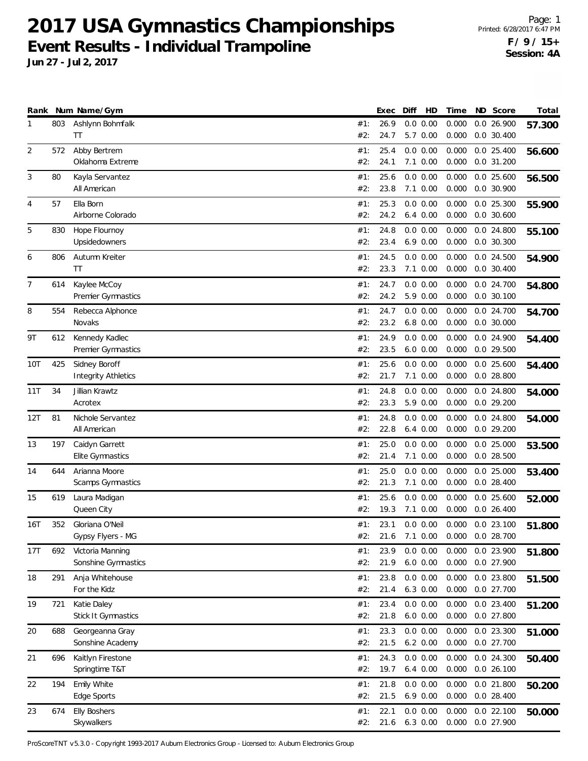# 2017 USA Gymnastics Championships

## Event Results - Individual Trampoline

**Jun 27 - Jul 2, 2017**

**F / 9 / 15+**
**Session: 4A**

| Rank | Num | Name/Gym | | Exec | Diff | HD | Time | ND | Score | Total |
|---|---|---|---|---|---|---|---|---|---|---|
| 1 | 803 | Ashlynn Bohmfalk | #1: | 26.9 | 0.0 | 0.00 | 0.000 | 0.0 | 26.900 | **57.300** |
| | | TT | #2: | 24.7 | 5.7 | 0.00 | 0.000 | 0.0 | 30.400 | |
| 2 | 572 | Abby Bertrem | #1: | 25.4 | 0.0 | 0.00 | 0.000 | 0.0 | 25.400 | **56.600** |
| | | Oklahoma Extreme | #2: | 24.1 | 7.1 | 0.00 | 0.000 | 0.0 | 31.200 | |
| 3 | 80 | Kayla Servantez | #1: | 25.6 | 0.0 | 0.00 | 0.000 | 0.0 | 25.600 | **56.500** |
| | | All American | #2: | 23.8 | 7.1 | 0.00 | 0.000 | 0.0 | 30.900 | |
| 4 | 57 | Ella Born | #1: | 25.3 | 0.0 | 0.00 | 0.000 | 0.0 | 25.300 | **55.900** |
| | | Airborne Colorado | #2: | 24.2 | 6.4 | 0.00 | 0.000 | 0.0 | 30.600 | |
| 5 | 830 | Hope Flournoy | #1: | 24.8 | 0.0 | 0.00 | 0.000 | 0.0 | 24.800 | **55.100** |
| | | Upsidedowners | #2: | 23.4 | 6.9 | 0.00 | 0.000 | 0.0 | 30.300 | |
| 6 | 806 | Autumn Kreiter | #1: | 24.5 | 0.0 | 0.00 | 0.000 | 0.0 | 24.500 | **54.900** |
| | | TT | #2: | 23.3 | 7.1 | 0.00 | 0.000 | 0.0 | 30.400 | |
| 7 | 614 | Kaylee McCoy | #1: | 24.7 | 0.0 | 0.00 | 0.000 | 0.0 | 24.700 | **54.800** |
| | | Premier Gymnastics | #2: | 24.2 | 5.9 | 0.00 | 0.000 | 0.0 | 30.100 | |
| 8 | 554 | Rebecca Alphonce | #1: | 24.7 | 0.0 | 0.00 | 0.000 | 0.0 | 24.700 | **54.700** |
| | | Novaks | #2: | 23.2 | 6.8 | 0.00 | 0.000 | 0.0 | 30.000 | |
| 9T | 612 | Kennedy Kadlec | #1: | 24.9 | 0.0 | 0.00 | 0.000 | 0.0 | 24.900 | **54.400** |
| | | Premier Gymnastics | #2: | 23.5 | 6.0 | 0.00 | 0.000 | 0.0 | 29.500 | |
| 10T | 425 | Sidney Boroff | #1: | 25.6 | 0.0 | 0.00 | 0.000 | 0.0 | 25.600 | **54.400** |
| | | Integrity Athletics | #2: | 21.7 | 7.1 | 0.00 | 0.000 | 0.0 | 28.800 | |
| 11T | 34 | Jillian Krawtz | #1: | 24.8 | 0.0 | 0.00 | 0.000 | 0.0 | 24.800 | **54.000** |
| | | Acrotex | #2: | 23.3 | 5.9 | 0.00 | 0.000 | 0.0 | 29.200 | |
| 12T | 81 | Nichole Servantez | #1: | 24.8 | 0.0 | 0.00 | 0.000 | 0.0 | 24.800 | **54.000** |
| | | All American | #2: | 22.8 | 6.4 | 0.00 | 0.000 | 0.0 | 29.200 | |
| 13 | 197 | Caidyn Garrett | #1: | 25.0 | 0.0 | 0.00 | 0.000 | 0.0 | 25.000 | **53.500** |
| | | Elite Gymnastics | #2: | 21.4 | 7.1 | 0.00 | 0.000 | 0.0 | 28.500 | |
| 14 | 644 | Arianna Moore | #1: | 25.0 | 0.0 | 0.00 | 0.000 | 0.0 | 25.000 | **53.400** |
| | | Scamps Gymnastics | #2: | 21.3 | 7.1 | 0.00 | 0.000 | 0.0 | 28.400 | |
| 15 | 619 | Laura Madigan | #1: | 25.6 | 0.0 | 0.00 | 0.000 | 0.0 | 25.600 | **52.000** |
| | | Queen City | #2: | 19.3 | 7.1 | 0.00 | 0.000 | 0.0 | 26.400 | |
| 16T | 352 | Gloriana O'Neil | #1: | 23.1 | 0.0 | 0.00 | 0.000 | 0.0 | 23.100 | **51.800** |
| | | Gypsy Flyers - MG | #2: | 21.6 | 7.1 | 0.00 | 0.000 | 0.0 | 28.700 | |
| 17T | 692 | Victoria Manning | #1: | 23.9 | 0.0 | 0.00 | 0.000 | 0.0 | 23.900 | **51.800** |
| | | Sonshine Gymnastics | #2: | 21.9 | 6.0 | 0.00 | 0.000 | 0.0 | 27.900 | |
| 18 | 291 | Anja Whitehouse | #1: | 23.8 | 0.0 | 0.00 | 0.000 | 0.0 | 23.800 | **51.500** |
| | | For the Kidz | #2: | 21.4 | 6.3 | 0.00 | 0.000 | 0.0 | 27.700 | |
| 19 | 721 | Katie Daley | #1: | 23.4 | 0.0 | 0.00 | 0.000 | 0.0 | 23.400 | **51.200** |
| | | Stick It Gymnastics | #2: | 21.8 | 6.0 | 0.00 | 0.000 | 0.0 | 27.800 | |
| 20 | 688 | Georgeanna Gray | #1: | 23.3 | 0.0 | 0.00 | 0.000 | 0.0 | 23.300 | **51.000** |
| | | Sonshine Academy | #2: | 21.5 | 6.2 | 0.00 | 0.000 | 0.0 | 27.700 | |
| 21 | 696 | Kaitlyn Firestone | #1: | 24.3 | 0.0 | 0.00 | 0.000 | 0.0 | 24.300 | **50.400** |
| | | Springtime T&T | #2: | 19.7 | 6.4 | 0.00 | 0.000 | 0.0 | 26.100 | |
| 22 | 194 | Emily White | #1: | 21.8 | 0.0 | 0.00 | 0.000 | 0.0 | 21.800 | **50.200** |
| | | Edge Sports | #2: | 21.5 | 6.9 | 0.00 | 0.000 | 0.0 | 28.400 | |
| 23 | 674 | Elly Boshers | #1: | 22.1 | 0.0 | 0.00 | 0.000 | 0.0 | 22.100 | **50.000** |
| | | Skywalkers | #2: | 21.6 | 6.3 | 0.00 | 0.000 | 0.0 | 27.900 | |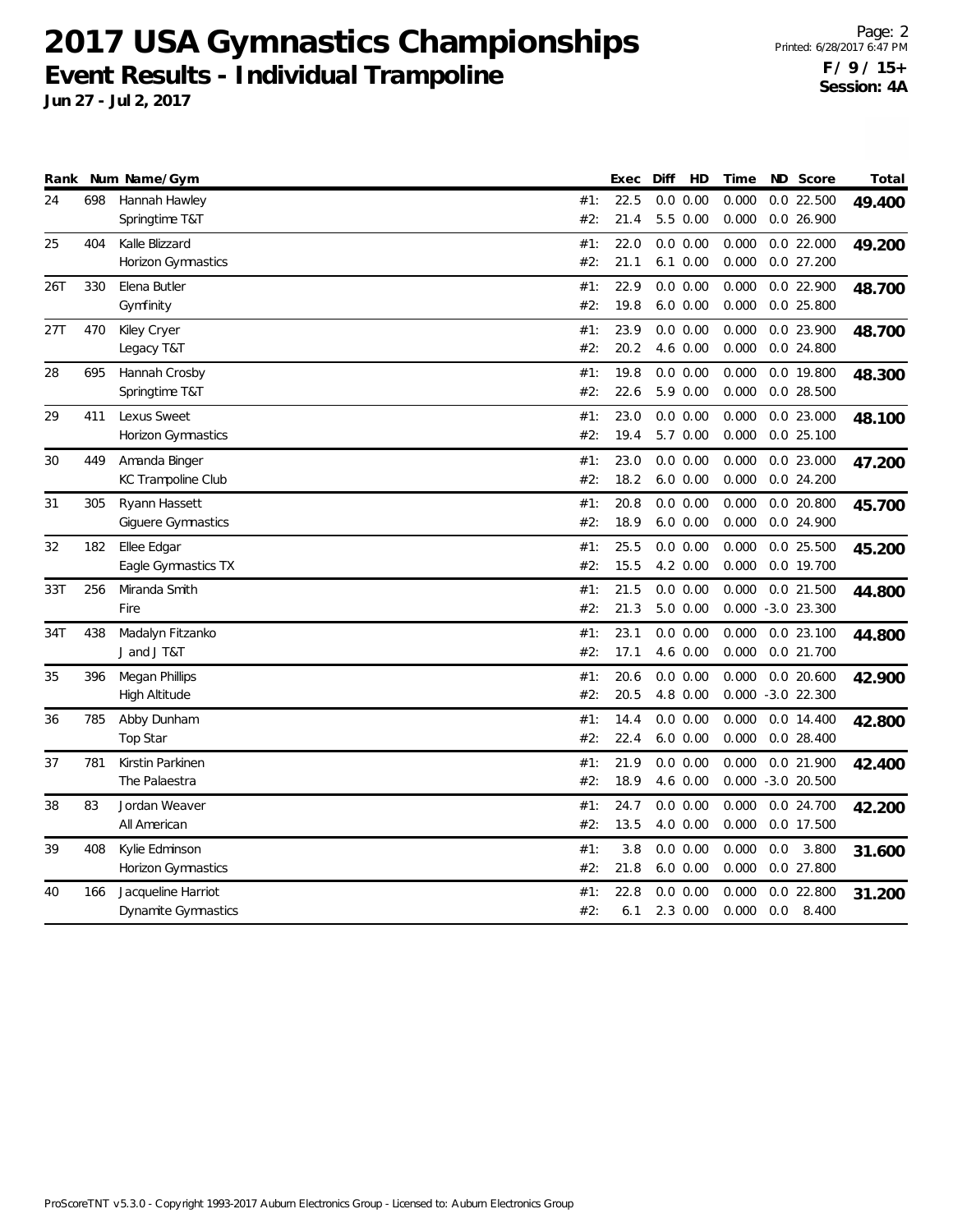# 2017 USA Gymnastics Championships

## Event Results - Individual Trampoline

**Jun 27 - Jul 2, 2017**

**F / 9 / 15+**
**Session: 4A**

| Rank | Num | Name/Gym | | Exec | Diff | HD | Time | ND | Score | Total |
|---|---|---|---|---|---|---|---|---|---|---|
| 24 | 698 | Hannah Hawley | #1: | 22.5 | 0.0 | 0.00 | 0.000 | 0.0 | 22.500 | **49.400** |
| | | Springtime T&T | #2: | 21.4 | 5.5 | 0.00 | 0.000 | 0.0 | 26.900 | |
| 25 | 404 | Kalle Blizzard | #1: | 22.0 | 0.0 | 0.00 | 0.000 | 0.0 | 22.000 | **49.200** |
| | | Horizon Gymnastics | #2: | 21.1 | 6.1 | 0.00 | 0.000 | 0.0 | 27.200 | |
| 26T | 330 | Elena Butler | #1: | 22.9 | 0.0 | 0.00 | 0.000 | 0.0 | 22.900 | **48.700** |
| | | Gymfinity | #2: | 19.8 | 6.0 | 0.00 | 0.000 | 0.0 | 25.800 | |
| 27T | 470 | Kiley Cryer | #1: | 23.9 | 0.0 | 0.00 | 0.000 | 0.0 | 23.900 | **48.700** |
| | | Legacy T&T | #2: | 20.2 | 4.6 | 0.00 | 0.000 | 0.0 | 24.800 | |
| 28 | 695 | Hannah Crosby | #1: | 19.8 | 0.0 | 0.00 | 0.000 | 0.0 | 19.800 | **48.300** |
| | | Springtime T&T | #2: | 22.6 | 5.9 | 0.00 | 0.000 | 0.0 | 28.500 | |
| 29 | 411 | Lexus Sweet | #1: | 23.0 | 0.0 | 0.00 | 0.000 | 0.0 | 23.000 | **48.100** |
| | | Horizon Gymnastics | #2: | 19.4 | 5.7 | 0.00 | 0.000 | 0.0 | 25.100 | |
| 30 | 449 | Amanda Binger | #1: | 23.0 | 0.0 | 0.00 | 0.000 | 0.0 | 23.000 | **47.200** |
| | | KC Trampoline Club | #2: | 18.2 | 6.0 | 0.00 | 0.000 | 0.0 | 24.200 | |
| 31 | 305 | Ryann Hassett | #1: | 20.8 | 0.0 | 0.00 | 0.000 | 0.0 | 20.800 | **45.700** |
| | | Giguere Gymnastics | #2: | 18.9 | 6.0 | 0.00 | 0.000 | 0.0 | 24.900 | |
| 32 | 182 | Ellee Edgar | #1: | 25.5 | 0.0 | 0.00 | 0.000 | 0.0 | 25.500 | **45.200** |
| | | Eagle Gymnastics TX | #2: | 15.5 | 4.2 | 0.00 | 0.000 | 0.0 | 19.700 | |
| 33T | 256 | Miranda Smith | #1: | 21.5 | 0.0 | 0.00 | 0.000 | 0.0 | 21.500 | **44.800** |
| | | Fire | #2: | 21.3 | 5.0 | 0.00 | 0.000 | -3.0 | 23.300 | |
| 34T | 438 | Madalyn Fitzanko | #1: | 23.1 | 0.0 | 0.00 | 0.000 | 0.0 | 23.100 | **44.800** |
| | | J and J T&T | #2: | 17.1 | 4.6 | 0.00 | 0.000 | 0.0 | 21.700 | |
| 35 | 396 | Megan Phillips | #1: | 20.6 | 0.0 | 0.00 | 0.000 | 0.0 | 20.600 | **42.900** |
| | | High Altitude | #2: | 20.5 | 4.8 | 0.00 | 0.000 | -3.0 | 22.300 | |
| 36 | 785 | Abby Dunham | #1: | 14.4 | 0.0 | 0.00 | 0.000 | 0.0 | 14.400 | **42.800** |
| | | Top Star | #2: | 22.4 | 6.0 | 0.00 | 0.000 | 0.0 | 28.400 | |
| 37 | 781 | Kirstin Parkinen | #1: | 21.9 | 0.0 | 0.00 | 0.000 | 0.0 | 21.900 | **42.400** |
| | | The Palaestra | #2: | 18.9 | 4.6 | 0.00 | 0.000 | -3.0 | 20.500 | |
| 38 | 83 | Jordan Weaver | #1: | 24.7 | 0.0 | 0.00 | 0.000 | 0.0 | 24.700 | **42.200** |
| | | All American | #2: | 13.5 | 4.0 | 0.00 | 0.000 | 0.0 | 17.500 | |
| 39 | 408 | Kylie Edminson | #1: | 3.8 | 0.0 | 0.00 | 0.000 | 0.0 | 3.800 | **31.600** |
| | | Horizon Gymnastics | #2: | 21.8 | 6.0 | 0.00 | 0.000 | 0.0 | 27.800 | |
| 40 | 166 | Jacqueline Harriot | #1: | 22.8 | 0.0 | 0.00 | 0.000 | 0.0 | 22.800 | **31.200** |
| | | Dynamite Gymnastics | #2: | 6.1 | 2.3 | 0.00 | 0.000 | 0.0 | 8.400 | |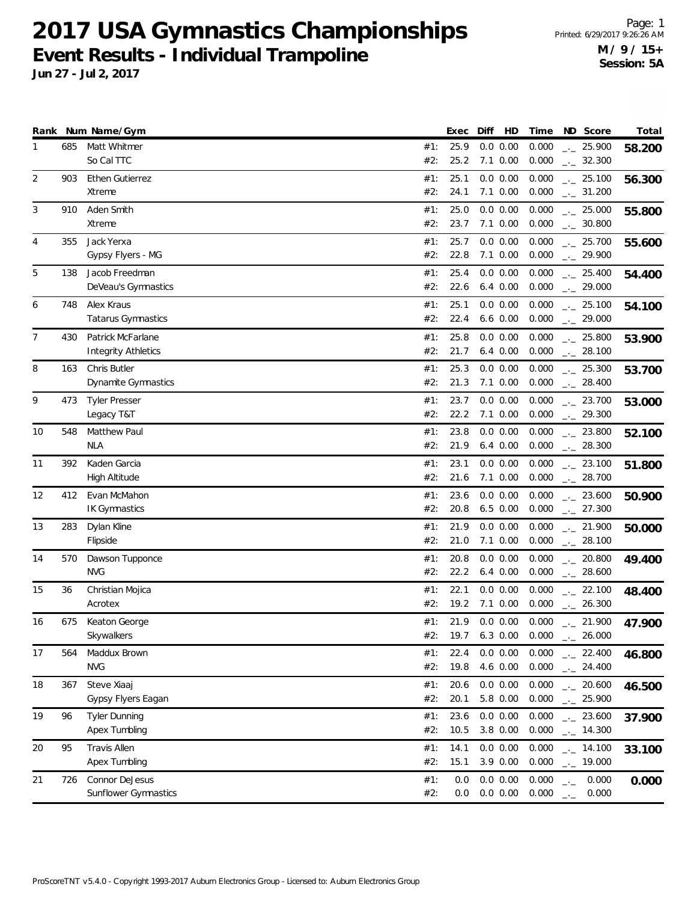# 2017 USA Gymnastics Championships

## Event Results - Individual Trampoline

**Jun 27 - Jul 2, 2017**

Page: 1
Printed: 6/29/2017 9:26:26 AM
**M / 9 / 15+**
**Session: 5A**

| Rank | Num | Name/Gym | | Exec | Diff | HD | Time | ND | Score | Total |
|---|---|---|---|---|---|---|---|---|---|---|
| 1 | 685 | Matt Whitmer | #1: | 25.9 | 0.0 | 0.00 | 0.000 | _._ | 25.900 | **58.200** |
| | | So Cal TTC | #2: | 25.2 | 7.1 | 0.00 | 0.000 | _._ | 32.300 | |
| 2 | 903 | Ethen Gutierrez | #1: | 25.1 | 0.0 | 0.00 | 0.000 | _._ | 25.100 | **56.300** |
| | | Xtreme | #2: | 24.1 | 7.1 | 0.00 | 0.000 | _._ | 31.200 | |
| 3 | 910 | Aden Smith | #1: | 25.0 | 0.0 | 0.00 | 0.000 | _._ | 25.000 | **55.800** |
| | | Xtreme | #2: | 23.7 | 7.1 | 0.00 | 0.000 | _._ | 30.800 | |
| 4 | 355 | Jack Yerxa | #1: | 25.7 | 0.0 | 0.00 | 0.000 | _._ | 25.700 | **55.600** |
| | | Gypsy Flyers - MG | #2: | 22.8 | 7.1 | 0.00 | 0.000 | _._ | 29.900 | |
| 5 | 138 | Jacob Freedman | #1: | 25.4 | 0.0 | 0.00 | 0.000 | _._ | 25.400 | **54.400** |
| | | DeVeau's Gymnastics | #2: | 22.6 | 6.4 | 0.00 | 0.000 | _._ | 29.000 | |
| 6 | 748 | Alex Kraus | #1: | 25.1 | 0.0 | 0.00 | 0.000 | _._ | 25.100 | **54.100** |
| | | Tatarus Gymnastics | #2: | 22.4 | 6.6 | 0.00 | 0.000 | _._ | 29.000 | |
| 7 | 430 | Patrick McFarlane | #1: | 25.8 | 0.0 | 0.00 | 0.000 | _._ | 25.800 | **53.900** |
| | | Integrity Athletics | #2: | 21.7 | 6.4 | 0.00 | 0.000 | _._ | 28.100 | |
| 8 | 163 | Chris Butler | #1: | 25.3 | 0.0 | 0.00 | 0.000 | _._ | 25.300 | **53.700** |
| | | Dynamite Gymnastics | #2: | 21.3 | 7.1 | 0.00 | 0.000 | _._ | 28.400 | |
| 9 | 473 | Tyler Presser | #1: | 23.7 | 0.0 | 0.00 | 0.000 | _._ | 23.700 | **53.000** |
| | | Legacy T&T | #2: | 22.2 | 7.1 | 0.00 | 0.000 | _._ | 29.300 | |
| 10 | 548 | Matthew Paul | #1: | 23.8 | 0.0 | 0.00 | 0.000 | _._ | 23.800 | **52.100** |
| | | NLA | #2: | 21.9 | 6.4 | 0.00 | 0.000 | _._ | 28.300 | |
| 11 | 392 | Kaden Garcia | #1: | 23.1 | 0.0 | 0.00 | 0.000 | _._ | 23.100 | **51.800** |
| | | High Altitude | #2: | 21.6 | 7.1 | 0.00 | 0.000 | _._ | 28.700 | |
| 12 | 412 | Evan McMahon | #1: | 23.6 | 0.0 | 0.00 | 0.000 | _._ | 23.600 | **50.900** |
| | | IK Gymnastics | #2: | 20.8 | 6.5 | 0.00 | 0.000 | _._ | 27.300 | |
| 13 | 283 | Dylan Kline | #1: | 21.9 | 0.0 | 0.00 | 0.000 | _._ | 21.900 | **50.000** |
| | | Flipside | #2: | 21.0 | 7.1 | 0.00 | 0.000 | _._ | 28.100 | |
| 14 | 570 | Dawson Tupponce | #1: | 20.8 | 0.0 | 0.00 | 0.000 | _._ | 20.800 | **49.400** |
| | | NVG | #2: | 22.2 | 6.4 | 0.00 | 0.000 | _._ | 28.600 | |
| 15 | 36 | Christian Mojica | #1: | 22.1 | 0.0 | 0.00 | 0.000 | _._ | 22.100 | **48.400** |
| | | Acrotex | #2: | 19.2 | 7.1 | 0.00 | 0.000 | _._ | 26.300 | |
| 16 | 675 | Keaton George | #1: | 21.9 | 0.0 | 0.00 | 0.000 | _._ | 21.900 | **47.900** |
| | | Skywalkers | #2: | 19.7 | 6.3 | 0.00 | 0.000 | _._ | 26.000 | |
| 17 | 564 | Maddux Brown | #1: | 22.4 | 0.0 | 0.00 | 0.000 | _._ | 22.400 | **46.800** |
| | | NVG | #2: | 19.8 | 4.6 | 0.00 | 0.000 | _._ | 24.400 | |
| 18 | 367 | Steve Xiaaj | #1: | 20.6 | 0.0 | 0.00 | 0.000 | _._ | 20.600 | **46.500** |
| | | Gypsy Flyers Eagan | #2: | 20.1 | 5.8 | 0.00 | 0.000 | _._ | 25.900 | |
| 19 | 96 | Tyler Dunning | #1: | 23.6 | 0.0 | 0.00 | 0.000 | _._ | 23.600 | **37.900** |
| | | Apex Tumbling | #2: | 10.5 | 3.8 | 0.00 | 0.000 | _._ | 14.300 | |
| 20 | 95 | Travis Allen | #1: | 14.1 | 0.0 | 0.00 | 0.000 | _._ | 14.100 | **33.100** |
| | | Apex Tumbling | #2: | 15.1 | 3.9 | 0.00 | 0.000 | _._ | 19.000 | |
| 21 | 726 | Connor DeJesus | #1: | 0.0 | 0.0 | 0.00 | 0.000 | _._ | 0.000 | **0.000** |
| | | Sunflower Gymnastics | #2: | 0.0 | 0.0 | 0.00 | 0.000 | _._ | 0.000 | |

ProScoreTNT v5.4.0 - Copyright 1993-2017 Auburn Electronics Group - Licensed to: Auburn Electronics Group